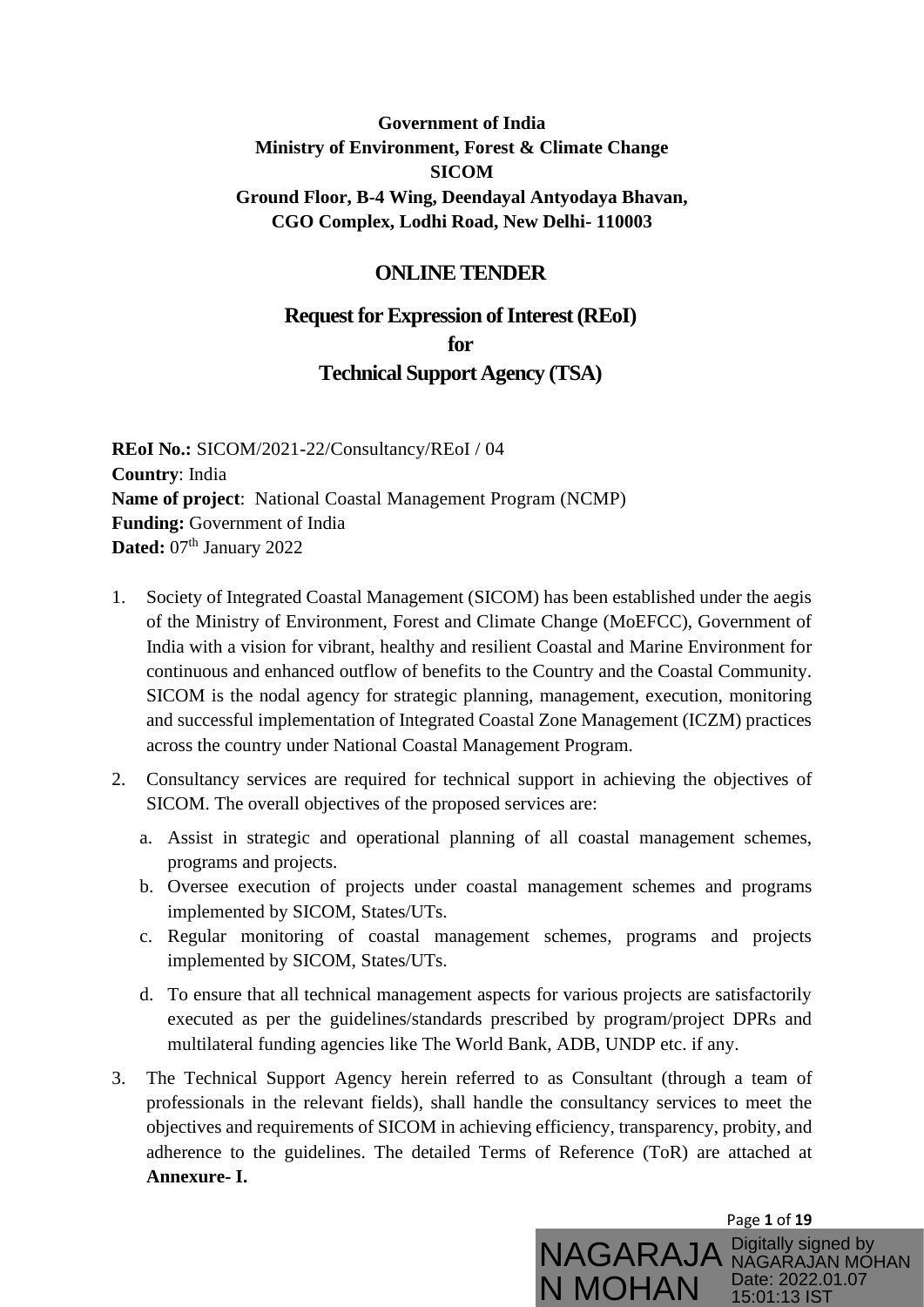**Government of India**
**Ministry of Environment, Forest & Climate Change**
**SICOM**
**Ground Floor, B-4 Wing, Deendayal Antyodaya Bhavan,**
**CGO Complex, Lodhi Road, New Delhi- 110003**

# ONLINE TENDER

## Request for Expression of Interest (REoI) for Technical Support Agency (TSA)

**REoI No.:** SICOM/2021-22/Consultancy/REoI / 04
**Country**: India
**Name of project**: National Coastal Management Program (NCMP)
**Funding:** Government of India
**Dated:** 07th January 2022

1. Society of Integrated Coastal Management (SICOM) has been established under the aegis of the Ministry of Environment, Forest and Climate Change (MoEFCC), Government of India with a vision for vibrant, healthy and resilient Coastal and Marine Environment for continuous and enhanced outflow of benefits to the Country and the Coastal Community. SICOM is the nodal agency for strategic planning, management, execution, monitoring and successful implementation of Integrated Coastal Zone Management (ICZM) practices across the country under National Coastal Management Program.
2. Consultancy services are required for technical support in achieving the objectives of SICOM. The overall objectives of the proposed services are:
   a. Assist in strategic and operational planning of all coastal management schemes, programs and projects.
   b. Oversee execution of projects under coastal management schemes and programs implemented by SICOM, States/UTs.
   c. Regular monitoring of coastal management schemes, programs and projects implemented by SICOM, States/UTs.
   d. To ensure that all technical management aspects for various projects are satisfactorily executed as per the guidelines/standards prescribed by program/project DPRs and multilateral funding agencies like The World Bank, ADB, UNDP etc. if any.
3. The Technical Support Agency herein referred to as Consultant (through a team of professionals in the relevant fields), shall handle the consultancy services to meet the objectives and requirements of SICOM in achieving efficiency, transparency, probity, and adherence to the guidelines. The detailed Terms of Reference (ToR) are attached at **Annexure- I.**

NAGARAJAN MOHAN Digitally signed by NAGARAJAN MOHAN Date: 2022.01.07 15:01:13 IST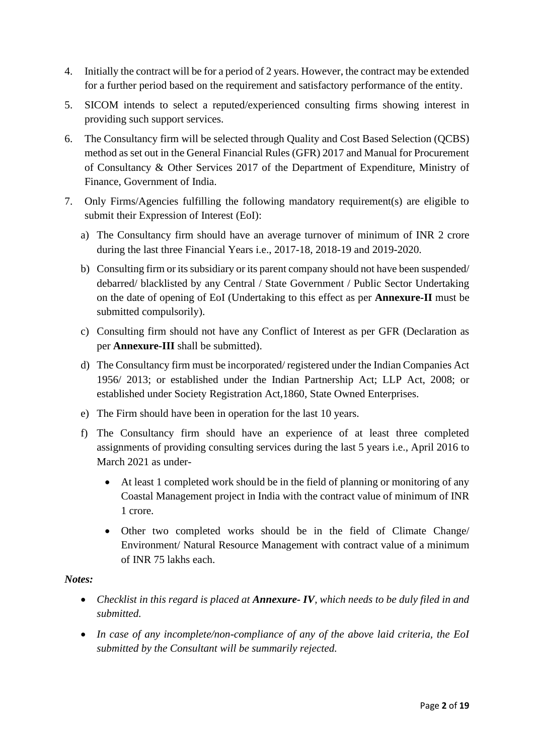4. Initially the contract will be for a period of 2 years. However, the contract may be extended for a further period based on the requirement and satisfactory performance of the entity.

5. SICOM intends to select a reputed/experienced consulting firms showing interest in providing such support services.

6. The Consultancy firm will be selected through Quality and Cost Based Selection (QCBS) method as set out in the General Financial Rules (GFR) 2017 and Manual for Procurement of Consultancy & Other Services 2017 of the Department of Expenditure, Ministry of Finance, Government of India.

7. Only Firms/Agencies fulfilling the following mandatory requirement(s) are eligible to submit their Expression of Interest (EoI):

   a) The Consultancy firm should have an average turnover of minimum of INR 2 crore during the last three Financial Years i.e., 2017-18, 2018-19 and 2019-2020.

   b) Consulting firm or its subsidiary or its parent company should not have been suspended/ debarred/ blacklisted by any Central / State Government / Public Sector Undertaking on the date of opening of EoI (Undertaking to this effect as per **Annexure-II** must be submitted compulsorily).

   c) Consulting firm should not have any Conflict of Interest as per GFR (Declaration as per **Annexure-III** shall be submitted).

   d) The Consultancy firm must be incorporated/ registered under the Indian Companies Act 1956/ 2013; or established under the Indian Partnership Act; LLP Act, 2008; or established under Society Registration Act,1860, State Owned Enterprises.

   e) The Firm should have been in operation for the last 10 years.

   f) The Consultancy firm should have an experience of at least three completed assignments of providing consulting services during the last 5 years i.e., April 2016 to March 2021 as under-

      - At least 1 completed work should be in the field of planning or monitoring of any Coastal Management project in India with the contract value of minimum of INR 1 crore.

      - Other two completed works should be in the field of Climate Change/ Environment/ Natural Resource Management with contract value of a minimum of INR 75 lakhs each.

***Notes:***

- *Checklist in this regard is placed at* ***Annexure- IV****, which needs to be duly filed in and submitted.*

- *In case of any incomplete/non-compliance of any of the above laid criteria, the EoI submitted by the Consultant will be summarily rejected.*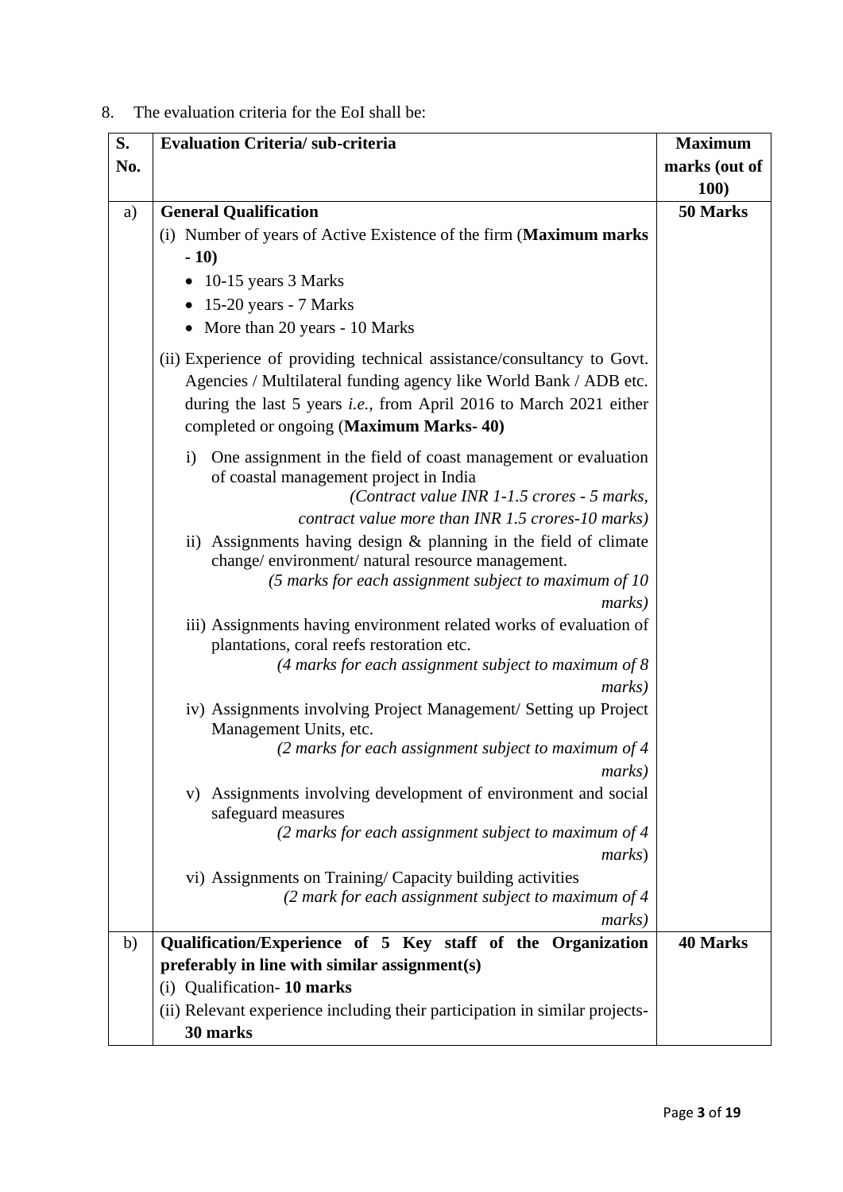8. The evaluation criteria for the EoI shall be:

| S. No. | Evaluation Criteria/ sub-criteria | Maximum marks (out of 100) |
|---|---|---|
| a) | **General Qualification**<br>(i) Number of years of Active Existence of the firm (**Maximum marks - 10)**<br>• 10-15 years 3 Marks<br>• 15-20 years - 7 Marks<br>• More than 20 years - 10 Marks<br>(ii) Experience of providing technical assistance/consultancy to Govt. Agencies / Multilateral funding agency like World Bank / ADB etc. during the last 5 years *i.e.*, from April 2016 to March 2021 either completed or ongoing (**Maximum Marks- 40)**<br>i) One assignment in the field of coast management or evaluation of coastal management project in India *(Contract value INR 1-1.5 crores - 5 marks, contract value more than INR 1.5 crores-10 marks)*<br>ii) Assignments having design & planning in the field of climate change/ environment/ natural resource management. *(5 marks for each assignment subject to maximum of 10 marks)*<br>iii) Assignments having environment related works of evaluation of plantations, coral reefs restoration etc. *(4 marks for each assignment subject to maximum of 8 marks)*<br>iv) Assignments involving Project Management/ Setting up Project Management Units, etc. *(2 marks for each assignment subject to maximum of 4 marks)*<br>v) Assignments involving development of environment and social safeguard measures *(2 marks for each assignment subject to maximum of 4 marks*)<br>vi) Assignments on Training/ Capacity building activities *(2 mark for each assignment subject to maximum of 4 marks)* | **50 Marks** |
| b) | **Qualification/Experience of 5 Key staff of the Organization preferably in line with similar assignment(s)**<br>(i) Qualification- **10 marks**<br>(ii) Relevant experience including their participation in similar projects- **30 marks** | **40 Marks** |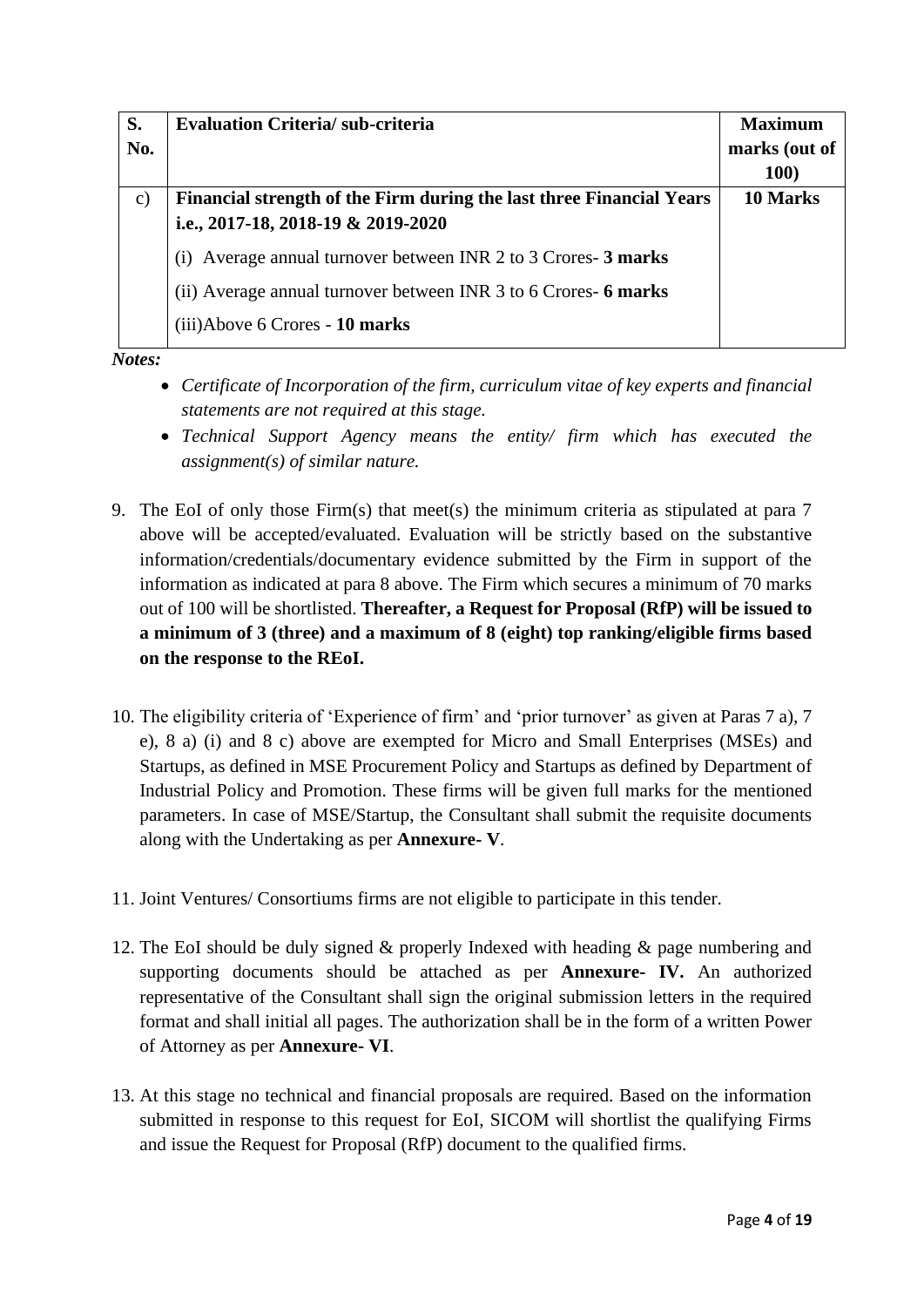| S. No. | Evaluation Criteria/ sub-criteria | Maximum marks (out of 100) |
|---|---|---|
| c) | **Financial strength of the Firm during the last three Financial Years i.e., 2017-18, 2018-19 & 2019-2020**<br>(i) Average annual turnover between INR 2 to 3 Crores- **3 marks**<br>(ii) Average annual turnover between INR 3 to 6 Crores- **6 marks**<br>(iii)Above 6 Crores - **10 marks** | **10 Marks** |

***Notes:***

- *Certificate of Incorporation of the firm, curriculum vitae of key experts and financial statements are not required at this stage.*
- *Technical Support Agency means the entity/ firm which has executed the assignment(s) of similar nature.*

9. The EoI of only those Firm(s) that meet(s) the minimum criteria as stipulated at para 7 above will be accepted/evaluated. Evaluation will be strictly based on the substantive information/credentials/documentary evidence submitted by the Firm in support of the information as indicated at para 8 above. The Firm which secures a minimum of 70 marks out of 100 will be shortlisted. **Thereafter, a Request for Proposal (RfP) will be issued to a minimum of 3 (three) and a maximum of 8 (eight) top ranking/eligible firms based on the response to the REoI.**

10. The eligibility criteria of 'Experience of firm' and 'prior turnover' as given at Paras 7 a), 7 e), 8 a) (i) and 8 c) above are exempted for Micro and Small Enterprises (MSEs) and Startups, as defined in MSE Procurement Policy and Startups as defined by Department of Industrial Policy and Promotion. These firms will be given full marks for the mentioned parameters. In case of MSE/Startup, the Consultant shall submit the requisite documents along with the Undertaking as per **Annexure- V**.

11. Joint Ventures/ Consortiums firms are not eligible to participate in this tender.

12. The EoI should be duly signed & properly Indexed with heading & page numbering and supporting documents should be attached as per **Annexure- IV.** An authorized representative of the Consultant shall sign the original submission letters in the required format and shall initial all pages. The authorization shall be in the form of a written Power of Attorney as per **Annexure- VI**.

13. At this stage no technical and financial proposals are required. Based on the information submitted in response to this request for EoI, SICOM will shortlist the qualifying Firms and issue the Request for Proposal (RfP) document to the qualified firms.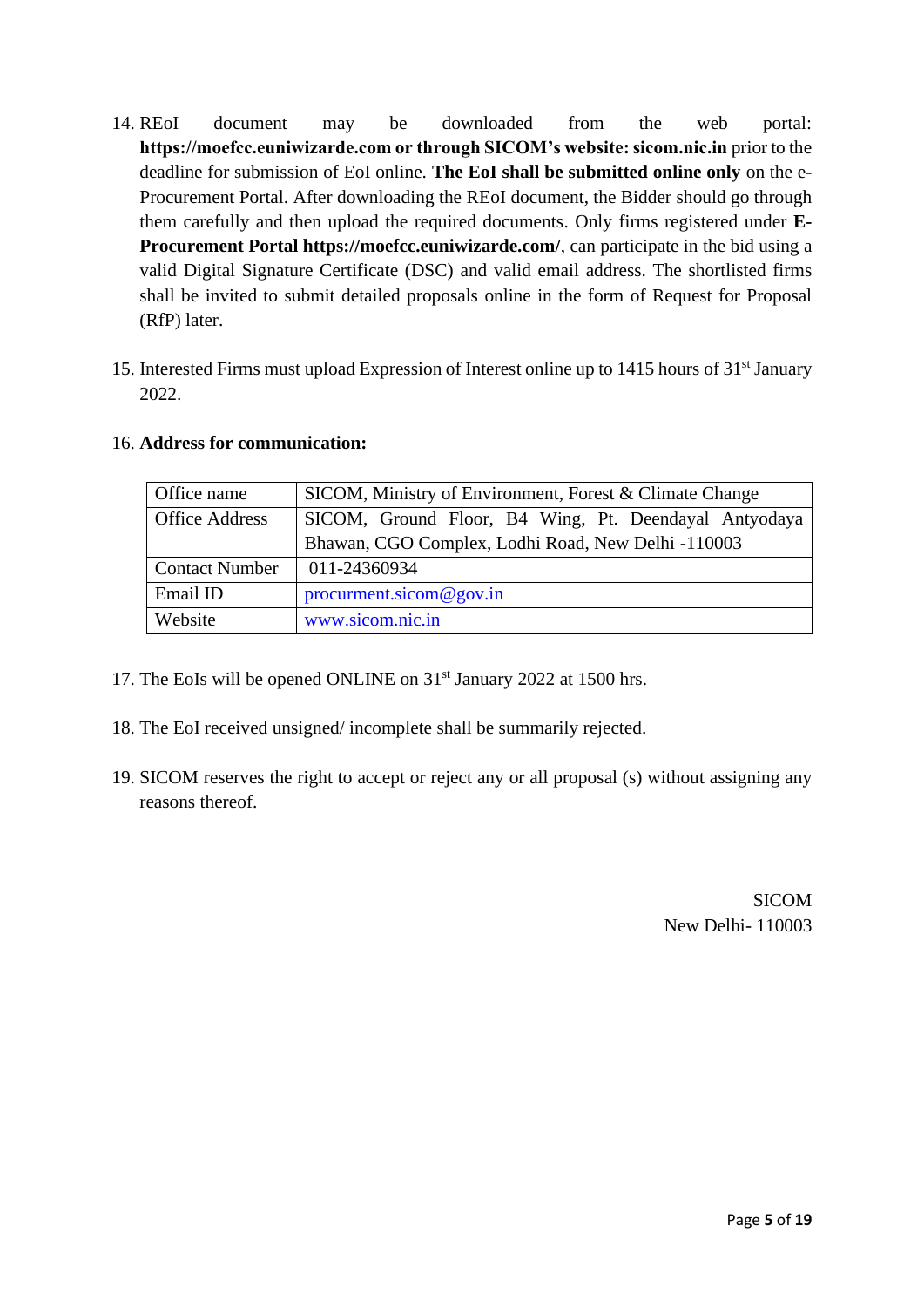14. REoI document may be downloaded from the web portal: **https://moefcc.euniwizarde.com or through SICOM's website: sicom.nic.in** prior to the deadline for submission of EoI online. **The EoI shall be submitted online only** on the e-Procurement Portal. After downloading the REoI document, the Bidder should go through them carefully and then upload the required documents. Only firms registered under **E-Procurement Portal https://moefcc.euniwizarde.com/**, can participate in the bid using a valid Digital Signature Certificate (DSC) and valid email address. The shortlisted firms shall be invited to submit detailed proposals online in the form of Request for Proposal (RfP) later.

15. Interested Firms must upload Expression of Interest online up to 1415 hours of 31st January 2022.

16. **Address for communication:**

| Office name | SICOM, Ministry of Environment, Forest & Climate Change |
|---|---|
| Office Address | SICOM, Ground Floor, B4 Wing, Pt. Deendayal Antyodaya Bhawan, CGO Complex, Lodhi Road, New Delhi -110003 |
| Contact Number | 011-24360934 |
| Email ID | procurment.sicom@gov.in |
| Website | www.sicom.nic.in |

17. The EoIs will be opened ONLINE on 31st January 2022 at 1500 hrs.

18. The EoI received unsigned/ incomplete shall be summarily rejected.

19. SICOM reserves the right to accept or reject any or all proposal (s) without assigning any reasons thereof.

SICOM
New Delhi- 110003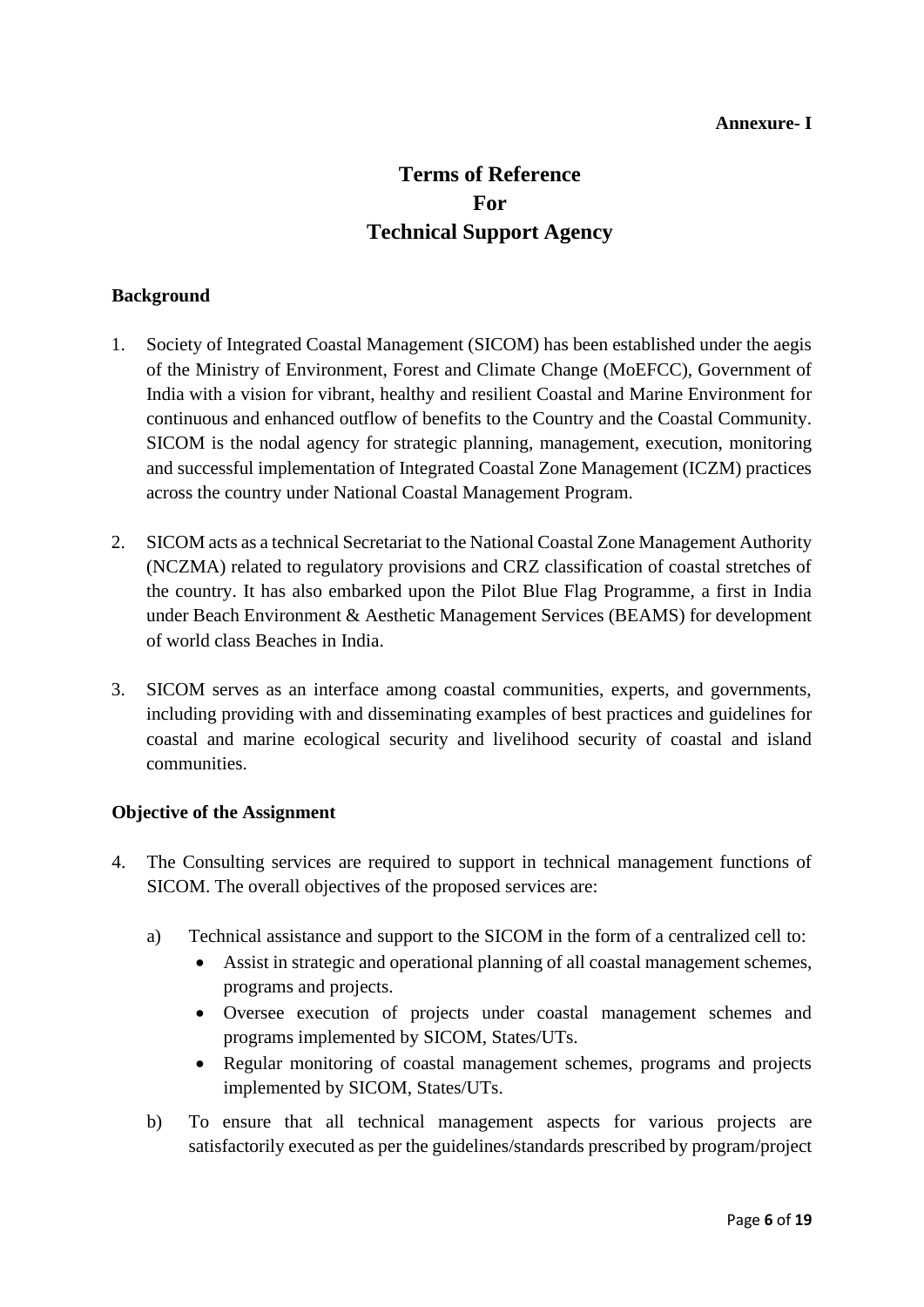**Annexure- I**

# Terms of Reference For Technical Support Agency

## Background

1. Society of Integrated Coastal Management (SICOM) has been established under the aegis of the Ministry of Environment, Forest and Climate Change (MoEFCC), Government of India with a vision for vibrant, healthy and resilient Coastal and Marine Environment for continuous and enhanced outflow of benefits to the Country and the Coastal Community. SICOM is the nodal agency for strategic planning, management, execution, monitoring and successful implementation of Integrated Coastal Zone Management (ICZM) practices across the country under National Coastal Management Program.

2. SICOM acts as a technical Secretariat to the National Coastal Zone Management Authority (NCZMA) related to regulatory provisions and CRZ classification of coastal stretches of the country. It has also embarked upon the Pilot Blue Flag Programme, a first in India under Beach Environment & Aesthetic Management Services (BEAMS) for development of world class Beaches in India.

3. SICOM serves as an interface among coastal communities, experts, and governments, including providing with and disseminating examples of best practices and guidelines for coastal and marine ecological security and livelihood security of coastal and island communities.

## Objective of the Assignment

4. The Consulting services are required to support in technical management functions of SICOM. The overall objectives of the proposed services are:

   a) Technical assistance and support to the SICOM in the form of a centralized cell to:
      - Assist in strategic and operational planning of all coastal management schemes, programs and projects.
      - Oversee execution of projects under coastal management schemes and programs implemented by SICOM, States/UTs.
      - Regular monitoring of coastal management schemes, programs and projects implemented by SICOM, States/UTs.

   b) To ensure that all technical management aspects for various projects are satisfactorily executed as per the guidelines/standards prescribed by program/project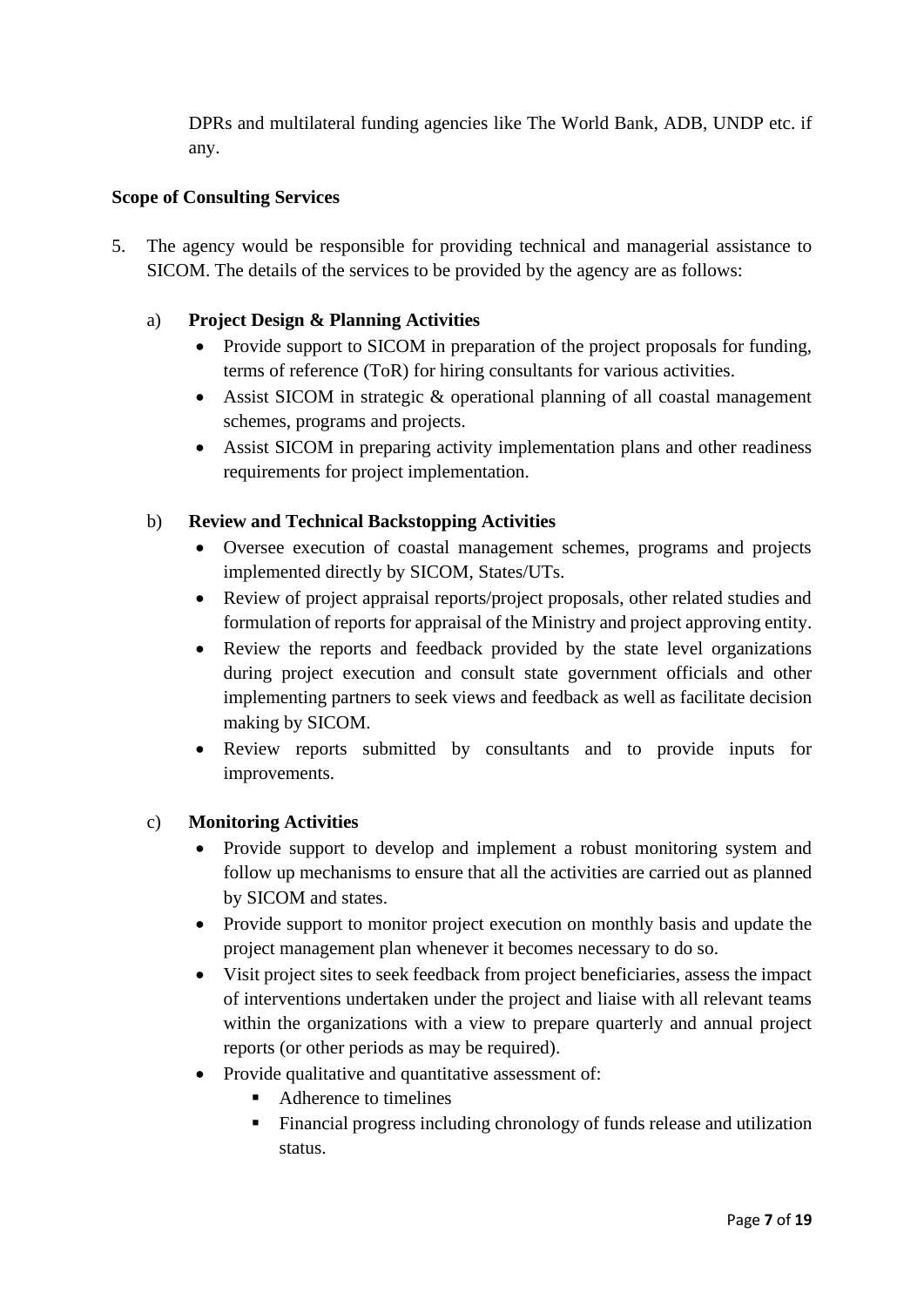DPRs and multilateral funding agencies like The World Bank, ADB, UNDP etc. if any.

**Scope of Consulting Services**

5. The agency would be responsible for providing technical and managerial assistance to SICOM. The details of the services to be provided by the agency are as follows:

   a) **Project Design & Planning Activities**
      - Provide support to SICOM in preparation of the project proposals for funding, terms of reference (ToR) for hiring consultants for various activities.
      - Assist SICOM in strategic & operational planning of all coastal management schemes, programs and projects.
      - Assist SICOM in preparing activity implementation plans and other readiness requirements for project implementation.

   b) **Review and Technical Backstopping Activities**
      - Oversee execution of coastal management schemes, programs and projects implemented directly by SICOM, States/UTs.
      - Review of project appraisal reports/project proposals, other related studies and formulation of reports for appraisal of the Ministry and project approving entity.
      - Review the reports and feedback provided by the state level organizations during project execution and consult state government officials and other implementing partners to seek views and feedback as well as facilitate decision making by SICOM.
      - Review reports submitted by consultants and to provide inputs for improvements.

   c) **Monitoring Activities**
      - Provide support to develop and implement a robust monitoring system and follow up mechanisms to ensure that all the activities are carried out as planned by SICOM and states.
      - Provide support to monitor project execution on monthly basis and update the project management plan whenever it becomes necessary to do so.
      - Visit project sites to seek feedback from project beneficiaries, assess the impact of interventions undertaken under the project and liaise with all relevant teams within the organizations with a view to prepare quarterly and annual project reports (or other periods as may be required).
      - Provide qualitative and quantitative assessment of:
        - Adherence to timelines
        - Financial progress including chronology of funds release and utilization status.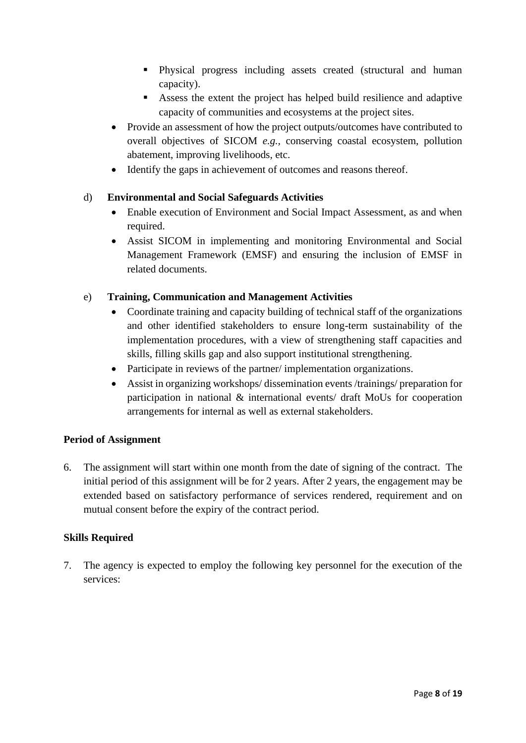- Physical progress including assets created (structural and human capacity).
    - Assess the extent the project has helped build resilience and adaptive capacity of communities and ecosystems at the project sites.
- Provide an assessment of how the project outputs/outcomes have contributed to overall objectives of SICOM *e.g.*, conserving coastal ecosystem, pollution abatement, improving livelihoods, etc.
- Identify the gaps in achievement of outcomes and reasons thereof.

d) **Environmental and Social Safeguards Activities**

- Enable execution of Environment and Social Impact Assessment, as and when required.
- Assist SICOM in implementing and monitoring Environmental and Social Management Framework (EMSF) and ensuring the inclusion of EMSF in related documents.

e) **Training, Communication and Management Activities**

- Coordinate training and capacity building of technical staff of the organizations and other identified stakeholders to ensure long-term sustainability of the implementation procedures, with a view of strengthening staff capacities and skills, filling skills gap and also support institutional strengthening.
- Participate in reviews of the partner/ implementation organizations.
- Assist in organizing workshops/ dissemination events /trainings/ preparation for participation in national & international events/ draft MoUs for cooperation arrangements for internal as well as external stakeholders.

**Period of Assignment**

6. The assignment will start within one month from the date of signing of the contract. The initial period of this assignment will be for 2 years. After 2 years, the engagement may be extended based on satisfactory performance of services rendered, requirement and on mutual consent before the expiry of the contract period.

**Skills Required**

7. The agency is expected to employ the following key personnel for the execution of the services: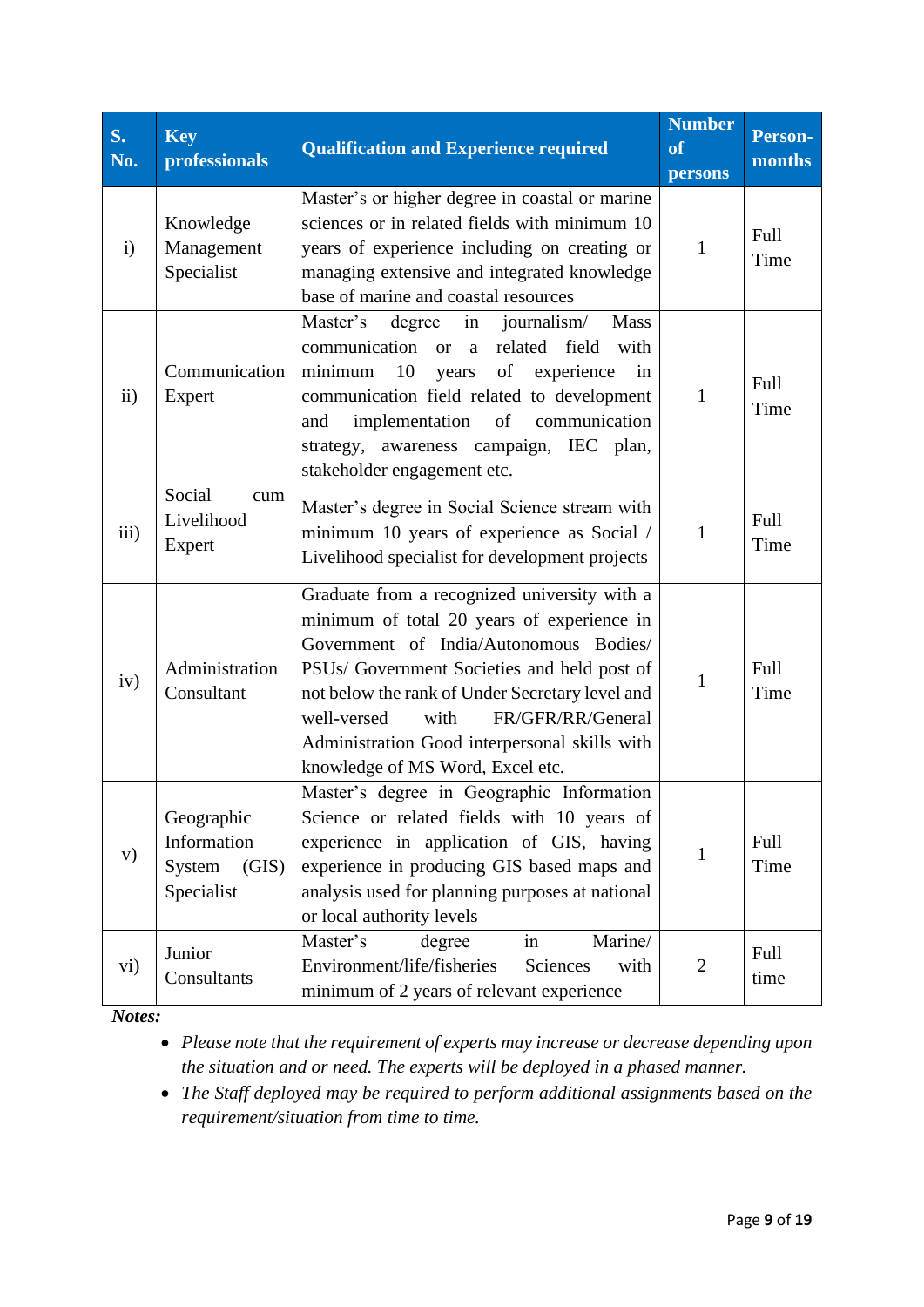| S. No. | Key professionals | Qualification and Experience required | Number of persons | Person-months |
|---|---|---|---|---|
| i) | Knowledge Management Specialist | Master's or higher degree in coastal or marine sciences or in related fields with minimum 10 years of experience including on creating or managing extensive and integrated knowledge base of marine and coastal resources | 1 | Full Time |
| ii) | Communication Expert | Master's degree in journalism/ Mass communication or a related field with minimum 10 years of experience in communication field related to development and implementation of communication strategy, awareness campaign, IEC plan, stakeholder engagement etc. | 1 | Full Time |
| iii) | Social cum Livelihood Expert | Master's degree in Social Science stream with minimum 10 years of experience as Social / Livelihood specialist for development projects | 1 | Full Time |
| iv) | Administration Consultant | Graduate from a recognized university with a minimum of total 20 years of experience in Government of India/Autonomous Bodies/ PSUs/ Government Societies and held post of not below the rank of Under Secretary level and well-versed with FR/GFR/RR/General Administration Good interpersonal skills with knowledge of MS Word, Excel etc. | 1 | Full Time |
| v) | Geographic Information System (GIS) Specialist | Master's degree in Geographic Information Science or related fields with 10 years of experience in application of GIS, having experience in producing GIS based maps and analysis used for planning purposes at national or local authority levels | 1 | Full Time |
| vi) | Junior Consultants | Master's degree in Marine/ Environment/life/fisheries Sciences with minimum of 2 years of relevant experience | 2 | Full time |

***Notes:***

- *Please note that the requirement of experts may increase or decrease depending upon the situation and or need. The experts will be deployed in a phased manner.*
- *The Staff deployed may be required to perform additional assignments based on the requirement/situation from time to time.*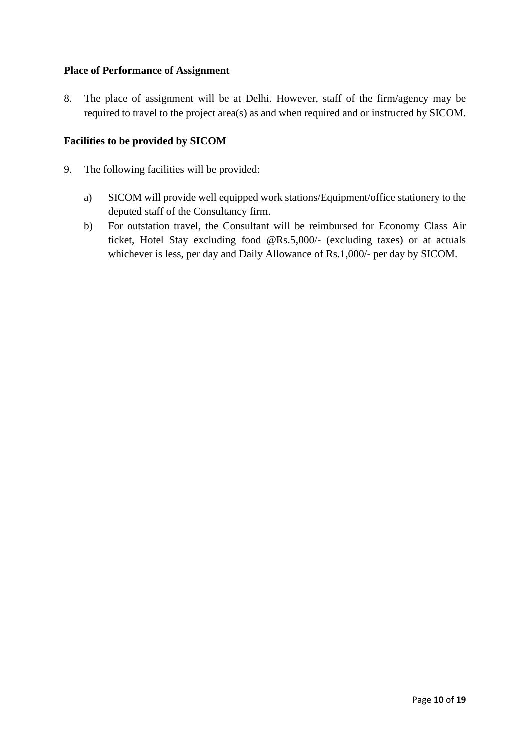**Place of Performance of Assignment**

8. The place of assignment will be at Delhi. However, staff of the firm/agency may be required to travel to the project area(s) as and when required and or instructed by SICOM.

**Facilities to be provided by SICOM**

9. The following facilities will be provided:

   a) SICOM will provide well equipped work stations/Equipment/office stationery to the deputed staff of the Consultancy firm.

   b) For outstation travel, the Consultant will be reimbursed for Economy Class Air ticket, Hotel Stay excluding food @Rs.5,000/- (excluding taxes) or at actuals whichever is less, per day and Daily Allowance of Rs.1,000/- per day by SICOM.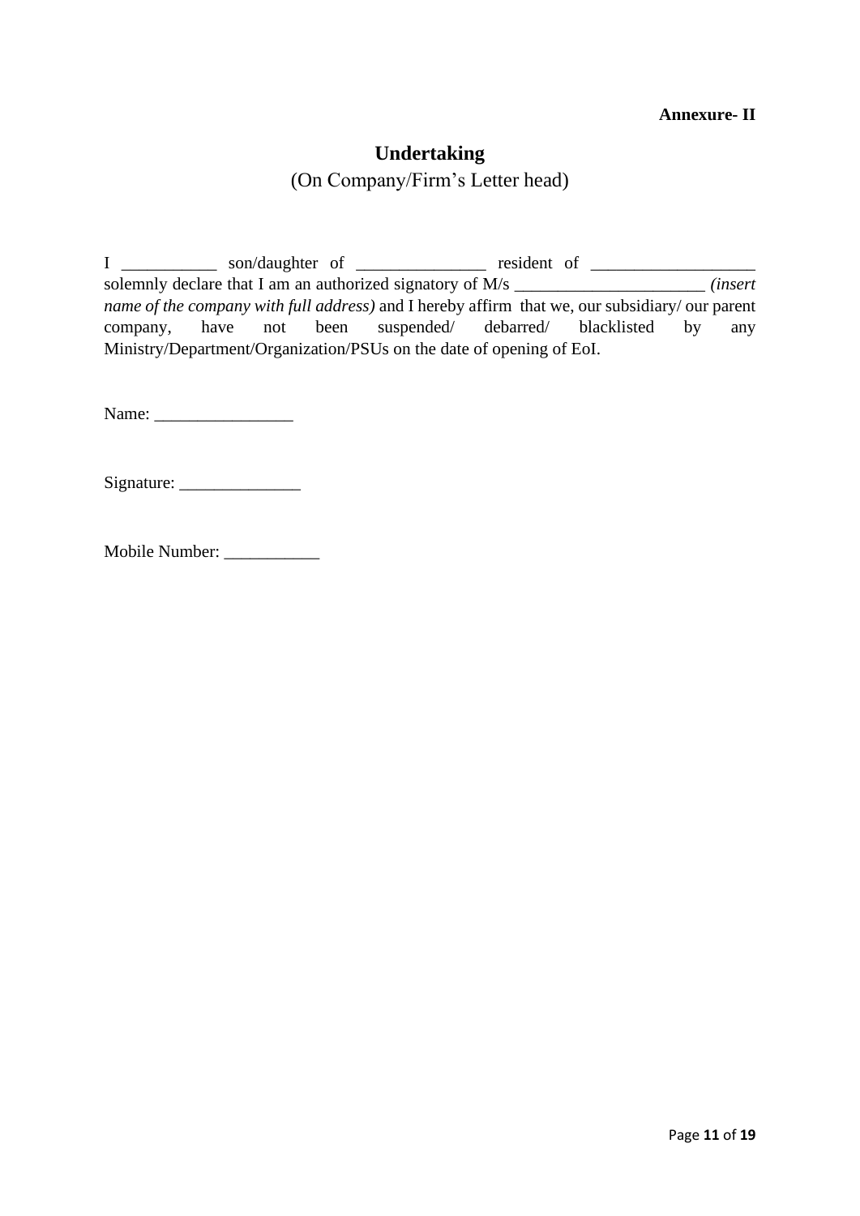**Annexure- II**

# Undertaking

(On Company/Firm's Letter head)

I ___________ son/daughter of _______________ resident of ___________________ solemnly declare that I am an authorized signatory of M/s ______________________ *(insert name of the company with full address)* and I hereby affirm that we, our subsidiary/ our parent company, have not been suspended/ debarred/ blacklisted by any Ministry/Department/Organization/PSUs on the date of opening of EoI.

Name: ________________

Signature: ______________

Mobile Number: ___________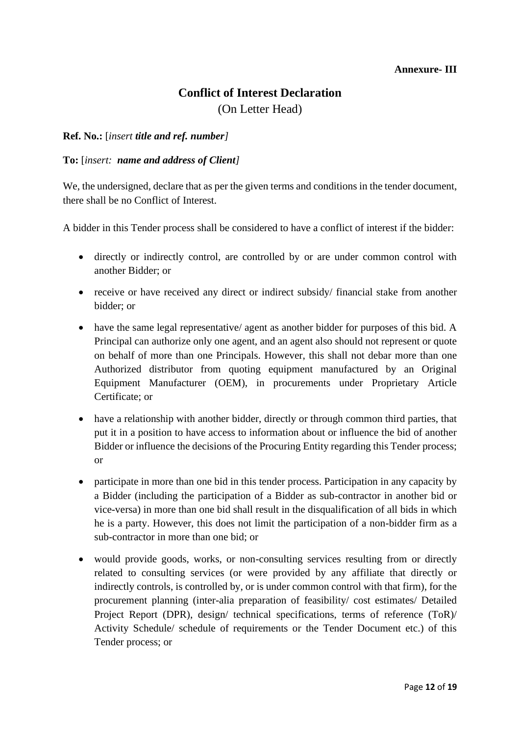**Annexure- III**

## Conflict of Interest Declaration

(On Letter Head)

**Ref. No.:** [*insert **title and ref. number***]

**To:** [*insert: **name and address of Client***]

We, the undersigned, declare that as per the given terms and conditions in the tender document, there shall be no Conflict of Interest.

A bidder in this Tender process shall be considered to have a conflict of interest if the bidder:

- directly or indirectly control, are controlled by or are under common control with another Bidder; or
- receive or have received any direct or indirect subsidy/ financial stake from another bidder; or
- have the same legal representative/ agent as another bidder for purposes of this bid. A Principal can authorize only one agent, and an agent also should not represent or quote on behalf of more than one Principals. However, this shall not debar more than one Authorized distributor from quoting equipment manufactured by an Original Equipment Manufacturer (OEM), in procurements under Proprietary Article Certificate; or
- have a relationship with another bidder, directly or through common third parties, that put it in a position to have access to information about or influence the bid of another Bidder or influence the decisions of the Procuring Entity regarding this Tender process; or
- participate in more than one bid in this tender process. Participation in any capacity by a Bidder (including the participation of a Bidder as sub-contractor in another bid or vice-versa) in more than one bid shall result in the disqualification of all bids in which he is a party. However, this does not limit the participation of a non-bidder firm as a sub-contractor in more than one bid; or
- would provide goods, works, or non-consulting services resulting from or directly related to consulting services (or were provided by any affiliate that directly or indirectly controls, is controlled by, or is under common control with that firm), for the procurement planning (inter-alia preparation of feasibility/ cost estimates/ Detailed Project Report (DPR), design/ technical specifications, terms of reference (ToR)/ Activity Schedule/ schedule of requirements or the Tender Document etc.) of this Tender process; or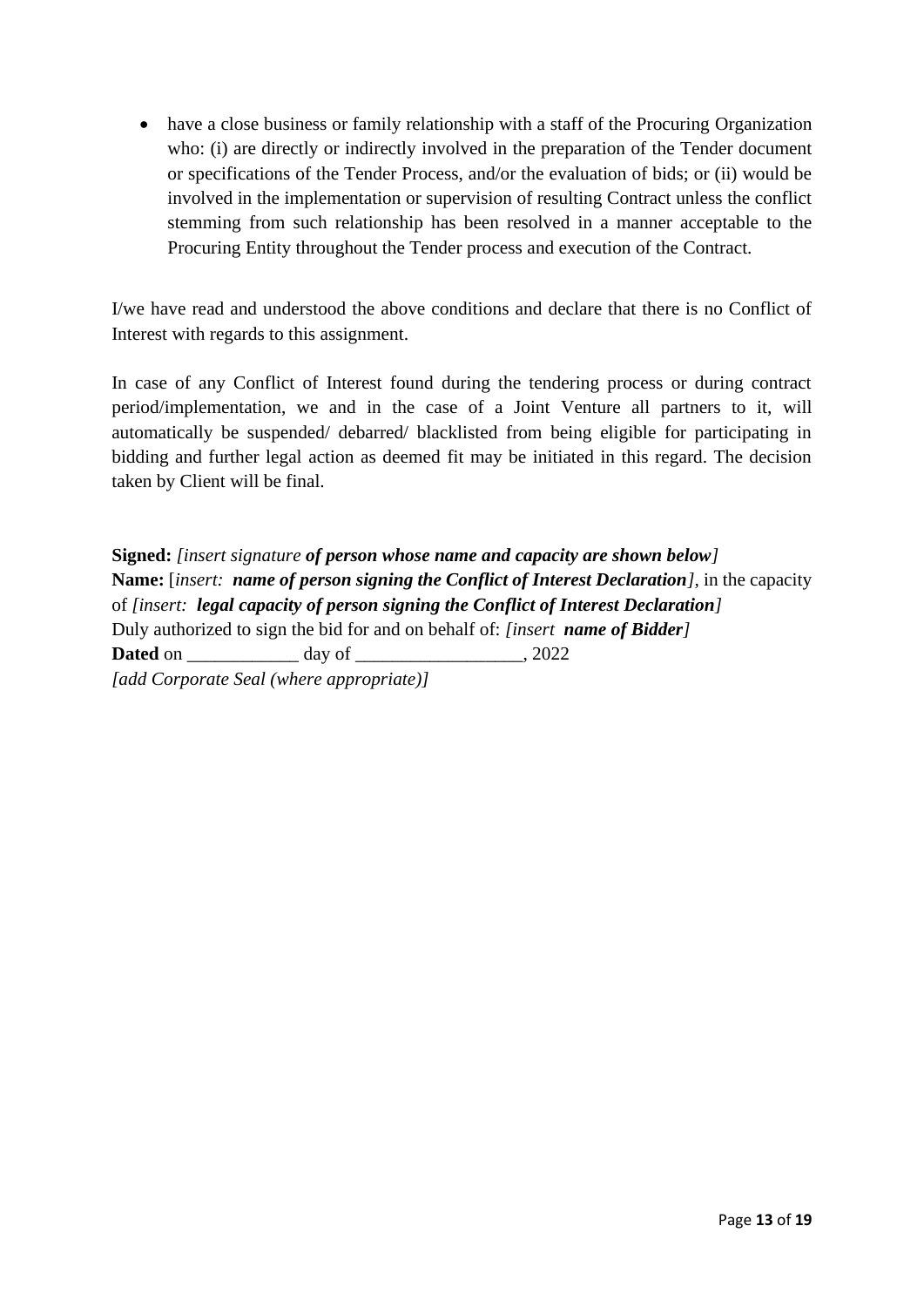- have a close business or family relationship with a staff of the Procuring Organization who: (i) are directly or indirectly involved in the preparation of the Tender document or specifications of the Tender Process, and/or the evaluation of bids; or (ii) would be involved in the implementation or supervision of resulting Contract unless the conflict stemming from such relationship has been resolved in a manner acceptable to the Procuring Entity throughout the Tender process and execution of the Contract.

I/we have read and understood the above conditions and declare that there is no Conflict of Interest with regards to this assignment.

In case of any Conflict of Interest found during the tendering process or during contract period/implementation, we and in the case of a Joint Venture all partners to it, will automatically be suspended/ debarred/ blacklisted from being eligible for participating in bidding and further legal action as deemed fit may be initiated in this regard. The decision taken by Client will be final.

**Signed:** *[insert signature **of person whose name and capacity are shown below**]*
**Name:** [*insert: **name of person signing the Conflict of Interest Declaration**]*, in the capacity of *[insert: **legal capacity of person signing the Conflict of Interest Declaration**]*
Duly authorized to sign the bid for and on behalf of: *[insert **name of Bidder**]*
**Dated** on ____________ day of __________________, 2022
*[add Corporate Seal (where appropriate)]*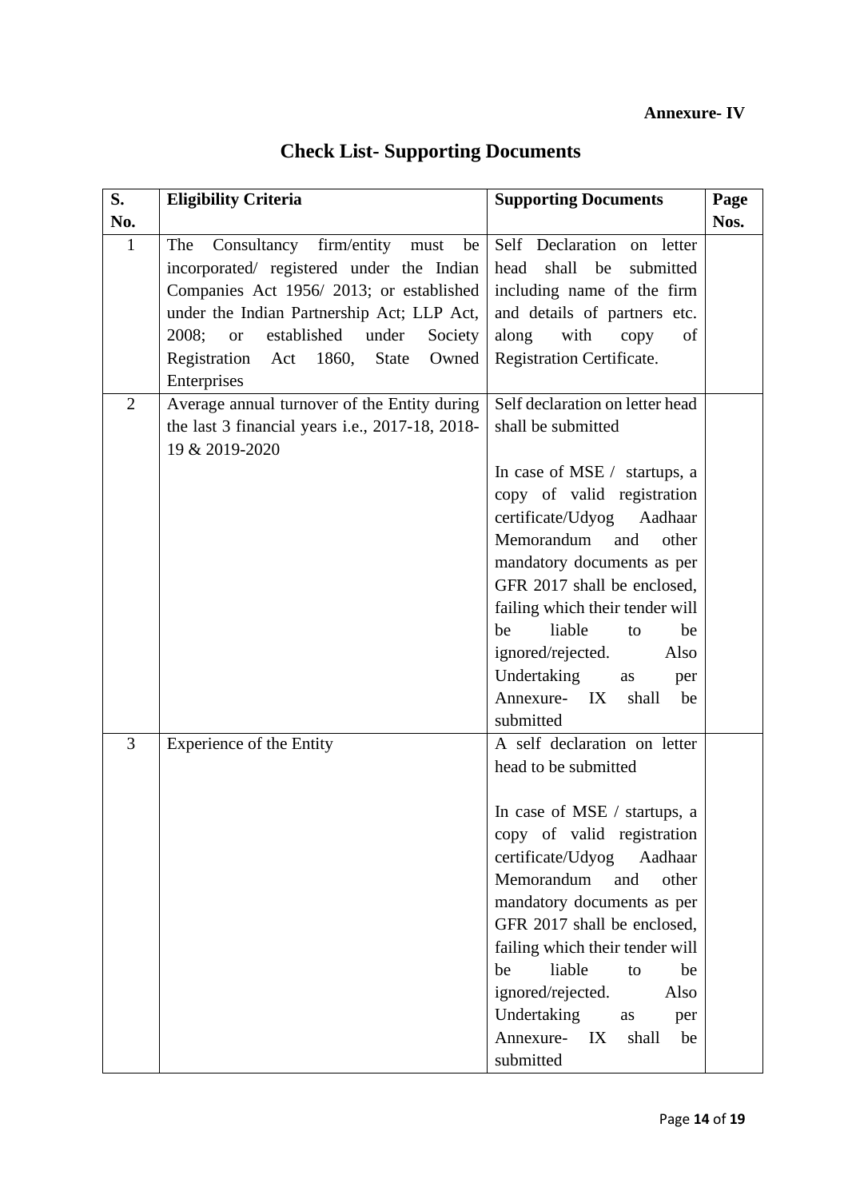**Annexure- IV**

# Check List- Supporting Documents

| S. No. | Eligibility Criteria | Supporting Documents | Page Nos. |
|---|---|---|---|
| 1 | The Consultancy firm/entity must be incorporated/ registered under the Indian Companies Act 1956/ 2013; or established under the Indian Partnership Act; LLP Act, 2008; or established under Society Registration Act 1860, State Owned Enterprises | Self Declaration on letter head shall be submitted including name of the firm and details of partners etc. along with copy of Registration Certificate. | |
| 2 | Average annual turnover of the Entity during the last 3 financial years i.e., 2017-18, 2018-19 & 2019-2020 | Self declaration on letter head shall be submitted<br><br>In case of MSE / startups, a copy of valid registration certificate/Udyog Aadhaar Memorandum and other mandatory documents as per GFR 2017 shall be enclosed, failing which their tender will be liable to be ignored/rejected. Also Undertaking as per Annexure- IX shall be submitted | |
| 3 | Experience of the Entity | A self declaration on letter head to be submitted<br><br>In case of MSE / startups, a copy of valid registration certificate/Udyog Aadhaar Memorandum and other mandatory documents as per GFR 2017 shall be enclosed, failing which their tender will be liable to be ignored/rejected. Also Undertaking as per Annexure- IX shall be submitted | |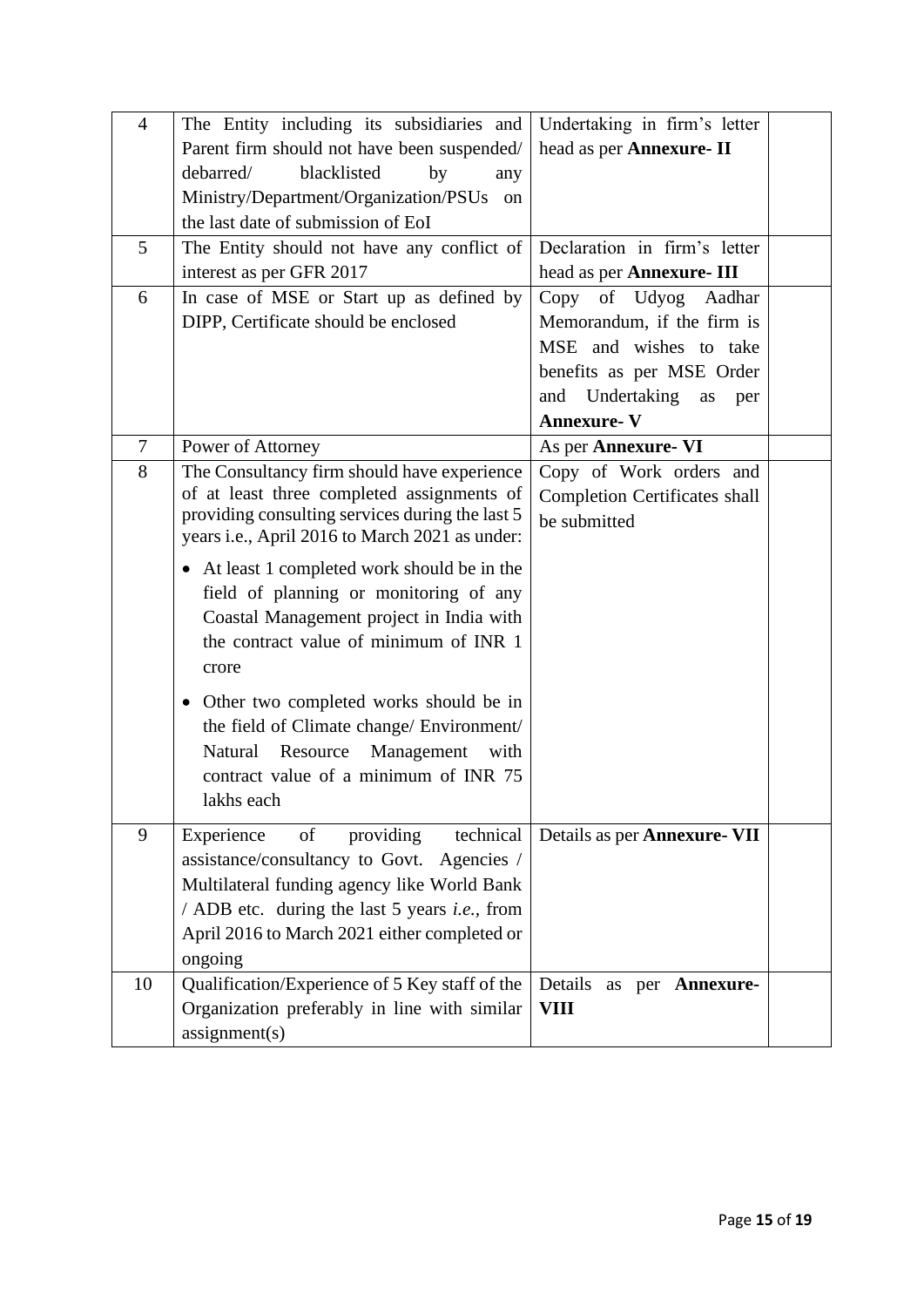| | | | |
|---|---|---|---|
| 4 | The Entity including its subsidiaries and Parent firm should not have been suspended/ debarred/ blacklisted by any Ministry/Department/Organization/PSUs on the last date of submission of EoI | Undertaking in firm's letter head as per **Annexure- II** | |
| 5 | The Entity should not have any conflict of interest as per GFR 2017 | Declaration in firm's letter head as per **Annexure- III** | |
| 6 | In case of MSE or Start up as defined by DIPP, Certificate should be enclosed | Copy of Udyog Aadhar Memorandum, if the firm is MSE and wishes to take benefits as per MSE Order and Undertaking as per **Annexure- V** | |
| 7 | Power of Attorney | As per **Annexure- VI** | |
| 8 | The Consultancy firm should have experience of at least three completed assignments of providing consulting services during the last 5 years i.e., April 2016 to March 2021 as under:<br>• At least 1 completed work should be in the field of planning or monitoring of any Coastal Management project in India with the contract value of minimum of INR 1 crore<br>• Other two completed works should be in the field of Climate change/ Environment/ Natural Resource Management with contract value of a minimum of INR 75 lakhs each | Copy of Work orders and Completion Certificates shall be submitted | |
| 9 | Experience of providing technical assistance/consultancy to Govt. Agencies / Multilateral funding agency like World Bank / ADB etc. during the last 5 years *i.e.*, from April 2016 to March 2021 either completed or ongoing | Details as per **Annexure- VII** | |
| 10 | Qualification/Experience of 5 Key staff of the Organization preferably in line with similar assignment(s) | Details as per **Annexure- VIII** | |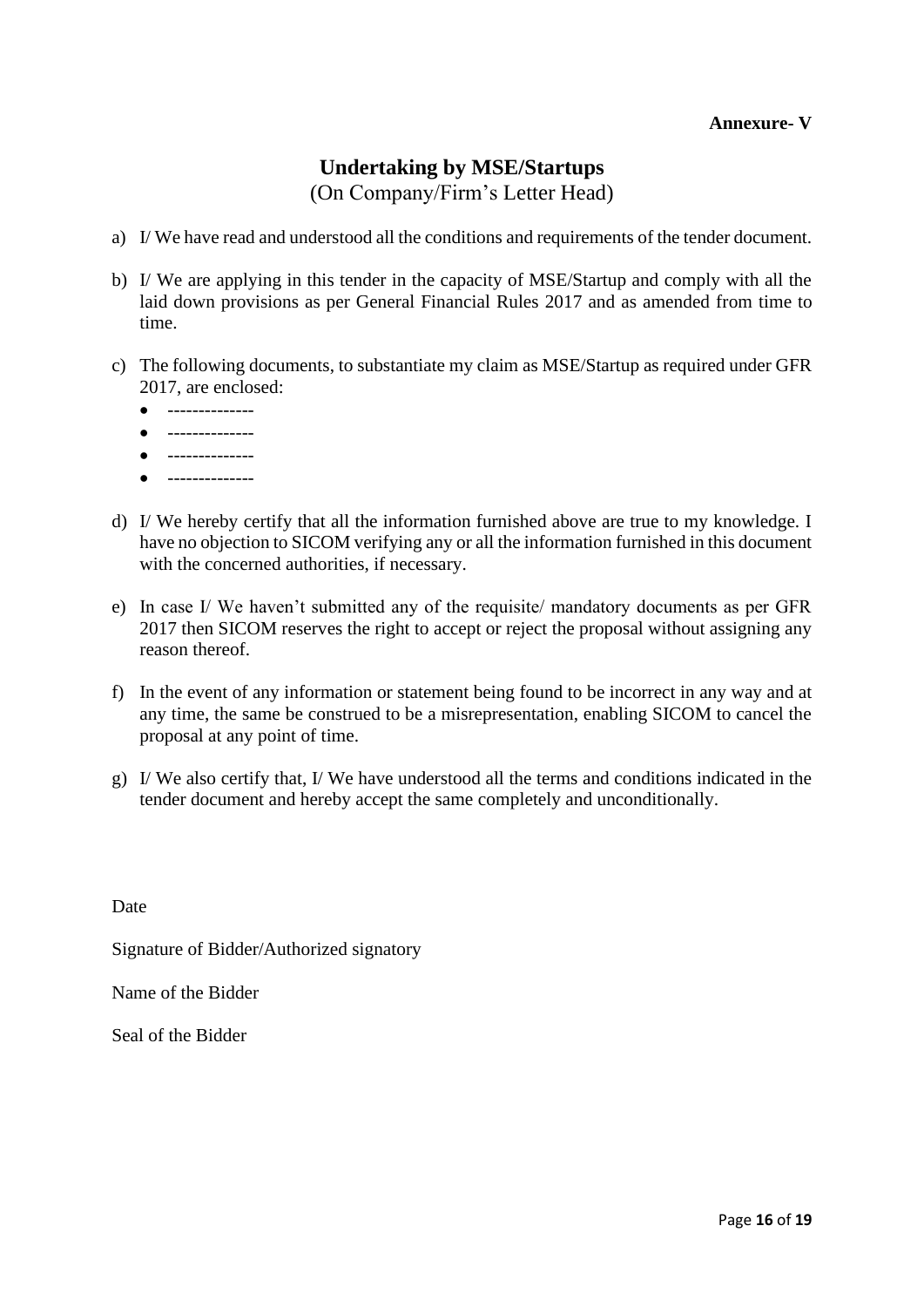**Annexure- V**

## Undertaking by MSE/Startups

(On Company/Firm's Letter Head)

a) I/ We have read and understood all the conditions and requirements of the tender document.

b) I/ We are applying in this tender in the capacity of MSE/Startup and comply with all the laid down provisions as per General Financial Rules 2017 and as amended from time to time.

c) The following documents, to substantiate my claim as MSE/Startup as required under GFR 2017, are enclosed:
   - --------------
   - --------------
   - --------------
   - --------------

d) I/ We hereby certify that all the information furnished above are true to my knowledge. I have no objection to SICOM verifying any or all the information furnished in this document with the concerned authorities, if necessary.

e) In case I/ We haven't submitted any of the requisite/ mandatory documents as per GFR 2017 then SICOM reserves the right to accept or reject the proposal without assigning any reason thereof.

f) In the event of any information or statement being found to be incorrect in any way and at any time, the same be construed to be a misrepresentation, enabling SICOM to cancel the proposal at any point of time.

g) I/ We also certify that, I/ We have understood all the terms and conditions indicated in the tender document and hereby accept the same completely and unconditionally.

Date

Signature of Bidder/Authorized signatory

Name of the Bidder

Seal of the Bidder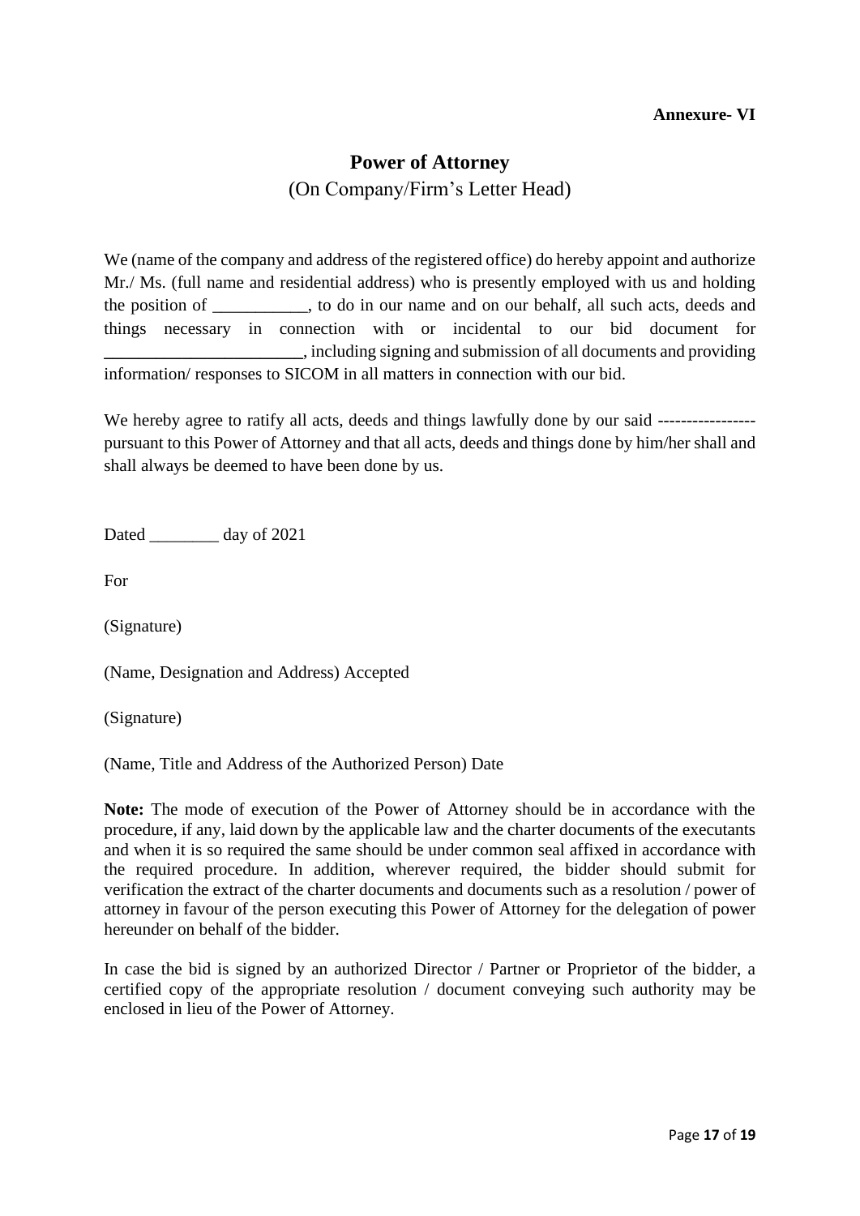**Annexure- VI**

# Power of Attorney

(On Company/Firm's Letter Head)

We (name of the company and address of the registered office) do hereby appoint and authorize Mr./ Ms. (full name and residential address) who is presently employed with us and holding the position of ___________, to do in our name and on our behalf, all such acts, deeds and things necessary in connection with or incidental to our bid document for _______________________, including signing and submission of all documents and providing information/ responses to SICOM in all matters in connection with our bid.

We hereby agree to ratify all acts, deeds and things lawfully done by our said ---------------- pursuant to this Power of Attorney and that all acts, deeds and things done by him/her shall and shall always be deemed to have been done by us.

Dated ________ day of 2021

For

(Signature)

(Name, Designation and Address) Accepted

(Signature)

(Name, Title and Address of the Authorized Person) Date

**Note:** The mode of execution of the Power of Attorney should be in accordance with the procedure, if any, laid down by the applicable law and the charter documents of the executants and when it is so required the same should be under common seal affixed in accordance with the required procedure. In addition, wherever required, the bidder should submit for verification the extract of the charter documents and documents such as a resolution / power of attorney in favour of the person executing this Power of Attorney for the delegation of power hereunder on behalf of the bidder.

In case the bid is signed by an authorized Director / Partner or Proprietor of the bidder, a certified copy of the appropriate resolution / document conveying such authority may be enclosed in lieu of the Power of Attorney.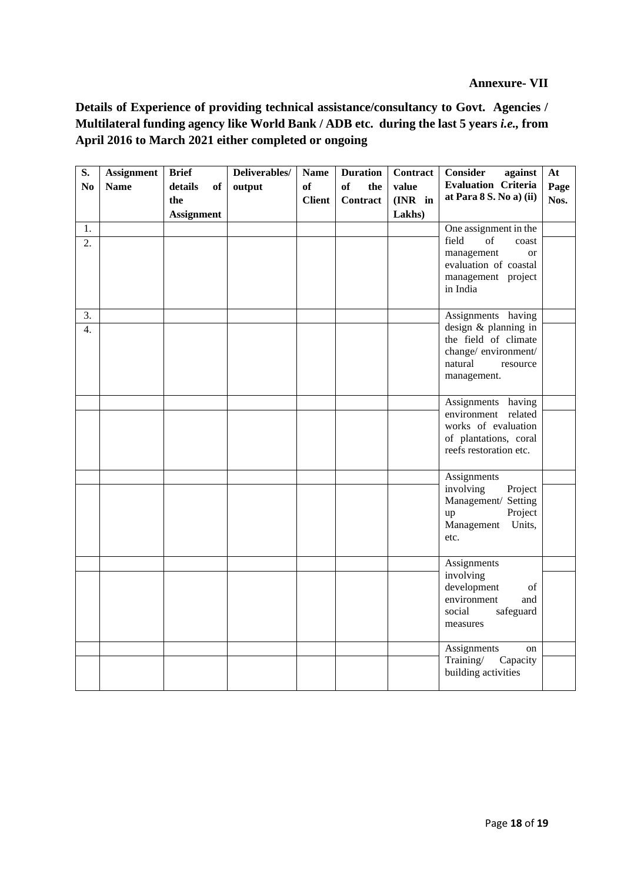**Annexure- VII**

**Details of Experience of providing technical assistance/consultancy to Govt. Agencies / Multilateral funding agency like World Bank / ADB etc. during the last 5 years *i.e.,* from April 2016 to March 2021 either completed or ongoing**

| S. No | Assignment Name | Brief details of the Assignment | Deliverables/ output | Name of Client | Duration of the Contract | Contract value (INR in Lakhs) | Consider against Evaluation Criteria at Para 8 S. No a) (ii) | At Page Nos. |
|---|---|---|---|---|---|---|---|---|
| 1. | | | | | | | One assignment in the field of coast management or evaluation of coastal management project in India | |
| 2. | | | | | | | | |
| 3. | | | | | | | Assignments having design & planning in the field of climate change/ environment/ natural resource management. | |
| 4. | | | | | | | | |
| | | | | | | | Assignments having environment related works of evaluation of plantations, coral reefs restoration etc. | |
| | | | | | | | | |
| | | | | | | | Assignments involving Project Management/ Setting up Project Management Units, etc. | |
| | | | | | | | | |
| | | | | | | | Assignments involving development of environment and social safeguard measures | |
| | | | | | | | | |
| | | | | | | | Assignments on Training/ Capacity building activities | |
| | | | | | | | | |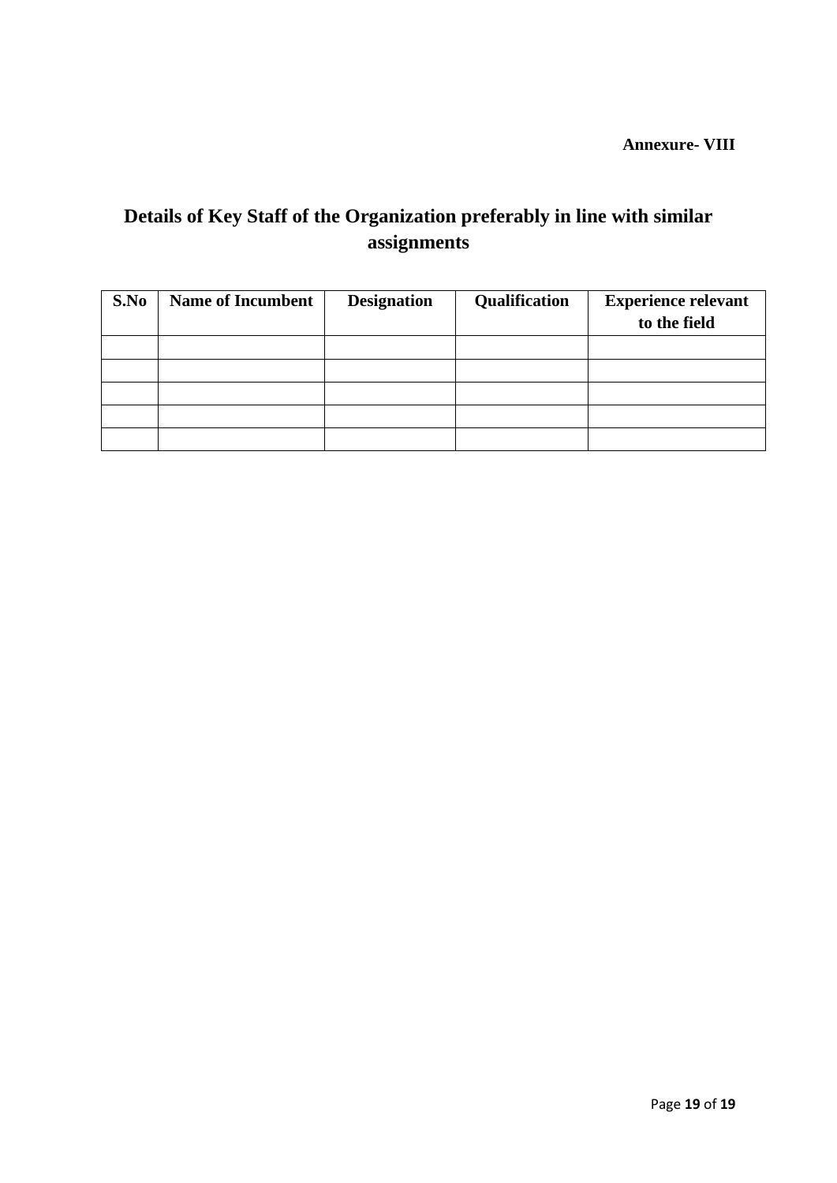**Annexure- VIII**

## Details of Key Staff of the Organization preferably in line with similar assignments

| S.No | Name of Incumbent | Designation | Qualification | Experience relevant to the field |
|---|---|---|---|---|
| | | | | |
| | | | | |
| | | | | |
| | | | | |
| | | | | |